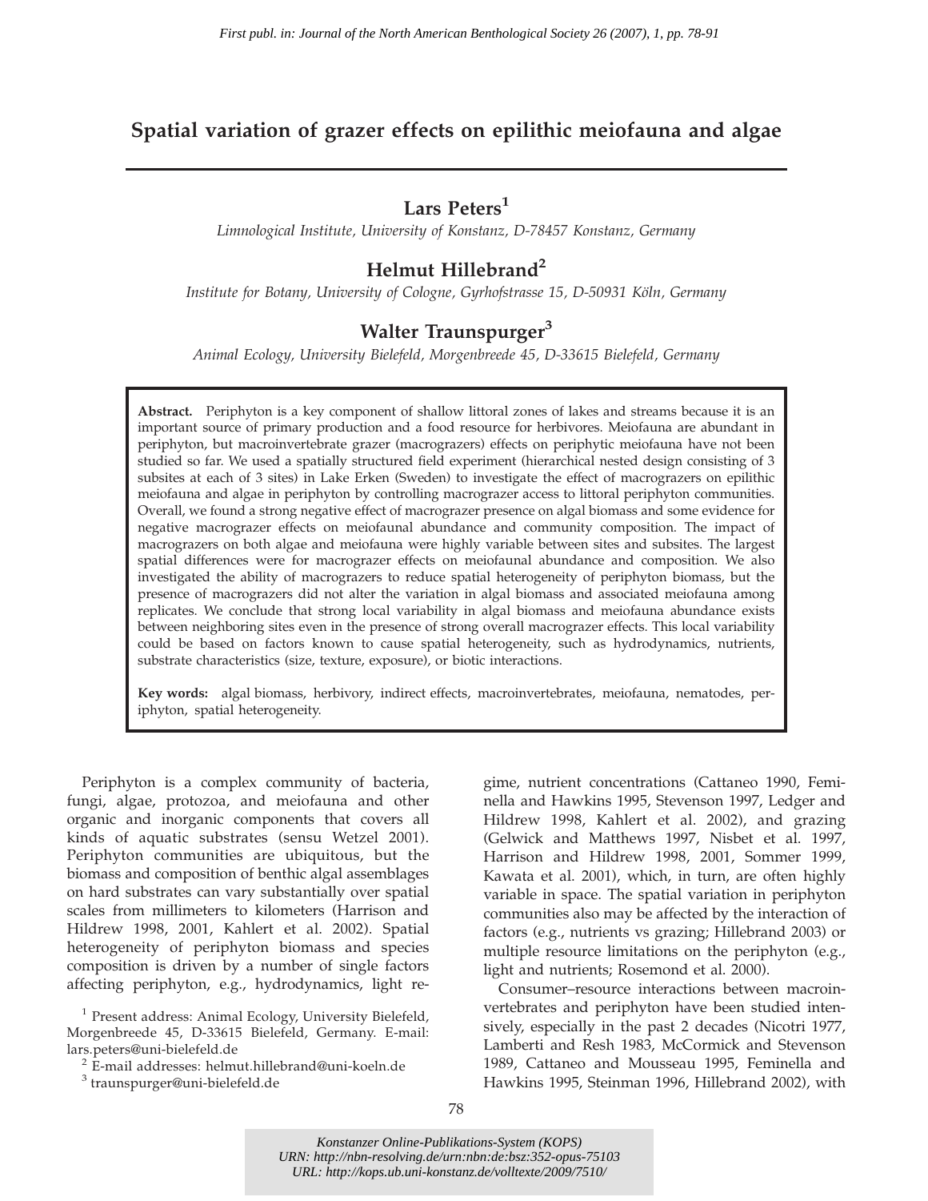*First publ. in: Journal of the North American Benthological Society 26 (2007), 1, pp. 78-91*

# Spatial variation of grazer effects on epilithic meiofauna and algae

**Lars Peters**[1]

*Limnological Institute, University of Konstanz, D-78457 Konstanz, Germany*

**Helmut Hillebrand**[2]

*Institute for Botany, University of Cologne, Gyrhofstrasse 15, D-50931 Köln, Germany*

**Walter Traunspurger**[3]

*Animal Ecology, University Bielefeld, Morgenbreede 45, D-33615 Bielefeld, Germany*

**Abstract.** Periphyton is a key component of shallow littoral zones of lakes and streams because it is an important source of primary production and a food resource for herbivores. Meiofauna are abundant in periphyton, but macroinvertebrate grazer (macrograzers) effects on periphytic meiofauna have not been studied so far. We used a spatially structured field experiment (hierarchical nested design consisting of 3 subsites at each of 3 sites) in Lake Erken (Sweden) to investigate the effect of macrograzers on epilithic meiofauna and algae in periphyton by controlling macrograzer access to littoral periphyton communities. Overall, we found a strong negative effect of macrograzer presence on algal biomass and some evidence for negative macrograzer effects on meiofaunal abundance and community composition. The impact of macrograzers on both algae and meiofauna were highly variable between sites and subsites. The largest spatial differences were for macrograzer effects on meiofaunal abundance and composition. We also investigated the ability of macrograzers to reduce spatial heterogeneity of periphyton biomass, but the presence of macrograzers did not alter the variation in algal biomass and associated meiofauna among replicates. We conclude that strong local variability in algal biomass and meiofauna abundance exists between neighboring sites even in the presence of strong overall macrograzer effects. This local variability could be based on factors known to cause spatial heterogeneity, such as hydrodynamics, nutrients, substrate characteristics (size, texture, exposure), or biotic interactions.

**Key words:** algal biomass, herbivory, indirect effects, macroinvertebrates, meiofauna, nematodes, periphyton, spatial heterogeneity.

Periphyton is a complex community of bacteria, fungi, algae, protozoa, and meiofauna and other organic and inorganic components that covers all kinds of aquatic substrates (sensu Wetzel 2001). Periphyton communities are ubiquitous, but the biomass and composition of benthic algal assemblages on hard substrates can vary substantially over spatial scales from millimeters to kilometers (Harrison and Hildrew 1998, 2001, Kahlert et al. 2002). Spatial heterogeneity of periphyton biomass and species composition is driven by a number of single factors affecting periphyton, e.g., hydrodynamics, light regime, nutrient concentrations (Cattaneo 1990, Feminella and Hawkins 1995, Stevenson 1997, Ledger and Hildrew 1998, Kahlert et al. 2002), and grazing (Gelwick and Matthews 1997, Nisbet et al. 1997, Harrison and Hildrew 1998, 2001, Sommer 1999, Kawata et al. 2001), which, in turn, are often highly variable in space. The spatial variation in periphyton communities also may be affected by the interaction of factors (e.g., nutrients vs grazing; Hillebrand 2003) or multiple resource limitations on the periphyton (e.g., light and nutrients; Rosemond et al. 2000).

Consumer–resource interactions between macroinvertebrates and periphyton have been studied intensively, especially in the past 2 decades (Nicotri 1977, Lamberti and Resh 1983, McCormick and Stevenson 1989, Cattaneo and Mousseau 1995, Feminella and Hawkins 1995, Steinman 1996, Hillebrand 2002), with

[1] Present address: Animal Ecology, University Bielefeld, Morgenbreede 45, D-33615 Bielefeld, Germany. E-mail: lars.peters@uni-bielefeld.de

[2] E-mail addresses: helmut.hillebrand@uni-koeln.de

[3] traunspurger@uni-bielefeld.de

Konstanzer Online-Publikations-System (KOPS)
URN: http://nbn-resolving.de/urn:nbn:de:bsz:352-opus-75103
URL: http://kops.ub.uni-konstanz.de/volltexte/2009/7510/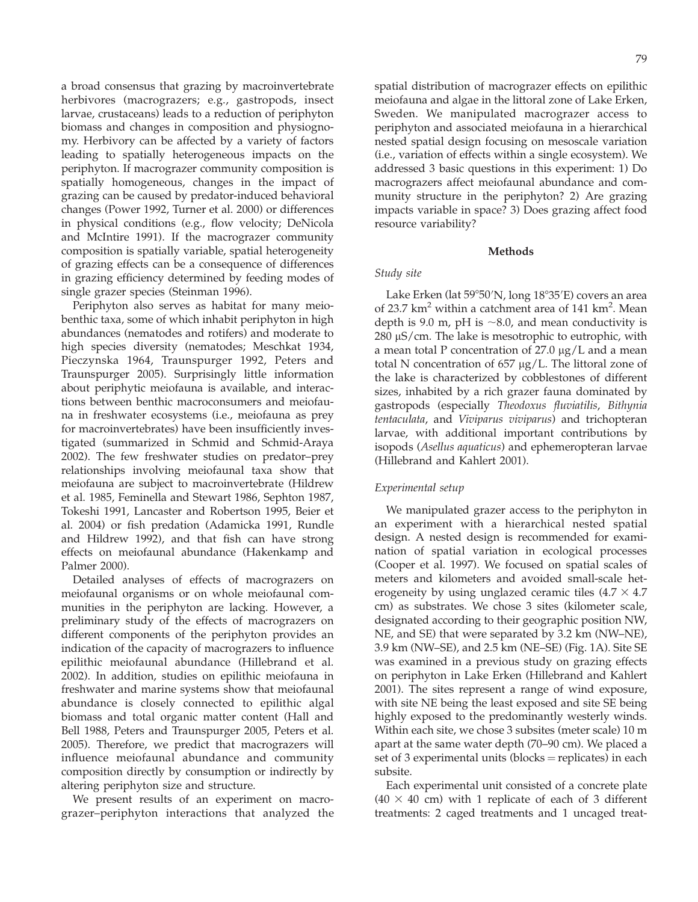a broad consensus that grazing by macroinvertebrate herbivores (macrograzers; e.g., gastropods, insect larvae, crustaceans) leads to a reduction of periphyton biomass and changes in composition and physiognomy. Herbivory can be affected by a variety of factors leading to spatially heterogeneous impacts on the periphyton. If macrograzer community composition is spatially homogeneous, changes in the impact of grazing can be caused by predator-induced behavioral changes (Power 1992, Turner et al. 2000) or differences in physical conditions (e.g., flow velocity; DeNicola and McIntire 1991). If the macrograzer community composition is spatially variable, spatial heterogeneity of grazing effects can be a consequence of differences in grazing efficiency determined by feeding modes of single grazer species (Steinman 1996).

Periphyton also serves as habitat for many meiobenthic taxa, some of which inhabit periphyton in high abundances (nematodes and rotifers) and moderate to high species diversity (nematodes; Meschkat 1934, Pieczynska 1964, Traunspurger 1992, Peters and Traunspurger 2005). Surprisingly little information about periphytic meiofauna is available, and interactions between benthic macroconsumers and meiofauna in freshwater ecosystems (i.e., meiofauna as prey for macroinvertebrates) have been insufficiently investigated (summarized in Schmid and Schmid-Araya 2002). The few freshwater studies on predator–prey relationships involving meiofaunal taxa show that meiofauna are subject to macroinvertebrate (Hildrew et al. 1985, Feminella and Stewart 1986, Sephton 1987, Tokeshi 1991, Lancaster and Robertson 1995, Beier et al. 2004) or fish predation (Adamicka 1991, Rundle and Hildrew 1992), and that fish can have strong effects on meiofaunal abundance (Hakenkamp and Palmer 2000).

Detailed analyses of effects of macrograzers on meiofaunal organisms or on whole meiofaunal communities in the periphyton are lacking. However, a preliminary study of the effects of macrograzers on different components of the periphyton provides an indication of the capacity of macrograzers to influence epilithic meiofaunal abundance (Hillebrand et al. 2002). In addition, studies on epilithic meiofauna in freshwater and marine systems show that meiofaunal abundance is closely connected to epilithic algal biomass and total organic matter content (Hall and Bell 1988, Peters and Traunspurger 2005, Peters et al. 2005). Therefore, we predict that macrograzers will influence meiofaunal abundance and community composition directly by consumption or indirectly by altering periphyton size and structure.

We present results of an experiment on macrograzer–periphyton interactions that analyzed the spatial distribution of macrograzer effects on epilithic meiofauna and algae in the littoral zone of Lake Erken, Sweden. We manipulated macrograzer access to periphyton and associated meiofauna in a hierarchical nested spatial design focusing on mesoscale variation (i.e., variation of effects within a single ecosystem). We addressed 3 basic questions in this experiment: 1) Do macrograzers affect meiofaunal abundance and community structure in the periphyton? 2) Are grazing impacts variable in space? 3) Does grazing affect food resource variability?

## Methods

### *Study site*

Lake Erken (lat 59°50′N, long 18°35′E) covers an area of 23.7 km$^2$ within a catchment area of 141 km$^2$. Mean depth is 9.0 m, pH is ~8.0, and mean conductivity is 280 μS/cm. The lake is mesotrophic to eutrophic, with a mean total P concentration of 27.0 μg/L and a mean total N concentration of 657 μg/L. The littoral zone of the lake is characterized by cobblestones of different sizes, inhabited by a rich grazer fauna dominated by gastropods (especially *Theodoxus fluviatilis*, *Bithynia tentaculata*, and *Viviparus viviparus*) and trichopteran larvae, with additional important contributions by isopods (*Asellus aquaticus*) and ephemeropteran larvae (Hillebrand and Kahlert 2001).

### *Experimental setup*

We manipulated grazer access to the periphyton in an experiment with a hierarchical nested spatial design. A nested design is recommended for examination of spatial variation in ecological processes (Cooper et al. 1997). We focused on spatial scales of meters and kilometers and avoided small-scale heterogeneity by using unglazed ceramic tiles (4.7 × 4.7 cm) as substrates. We chose 3 sites (kilometer scale, designated according to their geographic position NW, NE, and SE) that were separated by 3.2 km (NW–NE), 3.9 km (NW–SE), and 2.5 km (NE–SE) (Fig. 1A). Site SE was examined in a previous study on grazing effects on periphyton in Lake Erken (Hillebrand and Kahlert 2001). The sites represent a range of wind exposure, with site NE being the least exposed and site SE being highly exposed to the predominantly westerly winds. Within each site, we chose 3 subsites (meter scale) 10 m apart at the same water depth (70–90 cm). We placed a set of 3 experimental units (blocks = replicates) in each subsite.

Each experimental unit consisted of a concrete plate (40 × 40 cm) with 1 replicate of each of 3 different treatments: 2 caged treatments and 1 uncaged treat-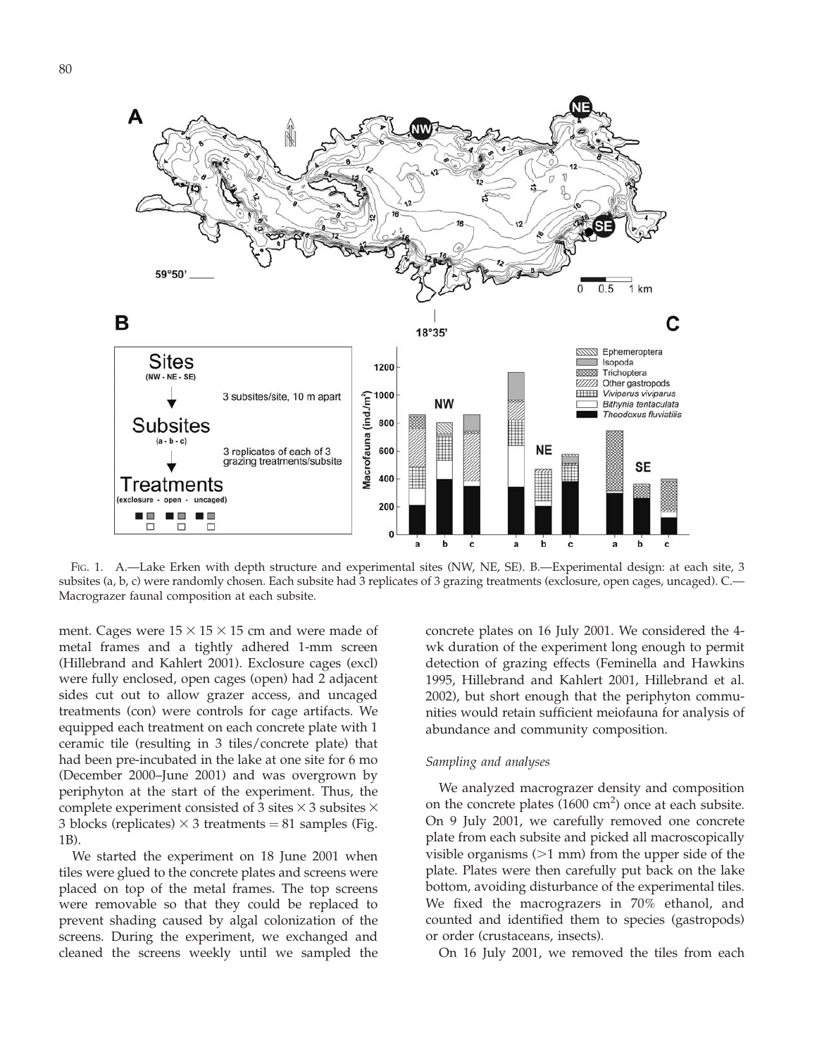FIG. 1. A.—Lake Erken with depth structure and experimental sites (NW, NE, SE). B.—Experimental design: at each site, 3 subsites (a, b, c) were randomly chosen. Each subsite had 3 replicates of 3 grazing treatments (exclosure, open cages, uncaged). C.—Macrograzer faunal composition at each subsite.

ment. Cages were $15 \times 15 \times 15$ cm and were made of metal frames and a tightly adhered 1-mm screen (Hillebrand and Kahlert 2001). Exclosure cages (excl) were fully enclosed, open cages (open) had 2 adjacent sides cut out to allow grazer access, and uncaged treatments (con) were controls for cage artifacts. We equipped each treatment on each concrete plate with 1 ceramic tile (resulting in 3 tiles/concrete plate) that had been pre-incubated in the lake at one site for 6 mo (December 2000–June 2001) and was overgrown by periphyton at the start of the experiment. Thus, the complete experiment consisted of 3 sites $\times$ 3 subsites $\times$ 3 blocks (replicates) $\times$ 3 treatments = 81 samples (Fig. 1B).

We started the experiment on 18 June 2001 when tiles were glued to the concrete plates and screens were placed on top of the metal frames. The top screens were removable so that they could be replaced to prevent shading caused by algal colonization of the screens. During the experiment, we exchanged and cleaned the screens weekly until we sampled the concrete plates on 16 July 2001. We considered the 4-wk duration of the experiment long enough to permit detection of grazing effects (Feminella and Hawkins 1995, Hillebrand and Kahlert 2001, Hillebrand et al. 2002), but short enough that the periphyton communities would retain sufficient meiofauna for analysis of abundance and community composition.

### *Sampling and analyses*

We analyzed macrograzer density and composition on the concrete plates (1600 $cm^2$) once at each subsite. On 9 July 2001, we carefully removed one concrete plate from each subsite and picked all macroscopically visible organisms (>1 mm) from the upper side of the plate. Plates were then carefully put back on the lake bottom, avoiding disturbance of the experimental tiles. We fixed the macrograzers in 70% ethanol, and counted and identified them to species (gastropods) or order (crustaceans, insects).

On 16 July 2001, we removed the tiles from each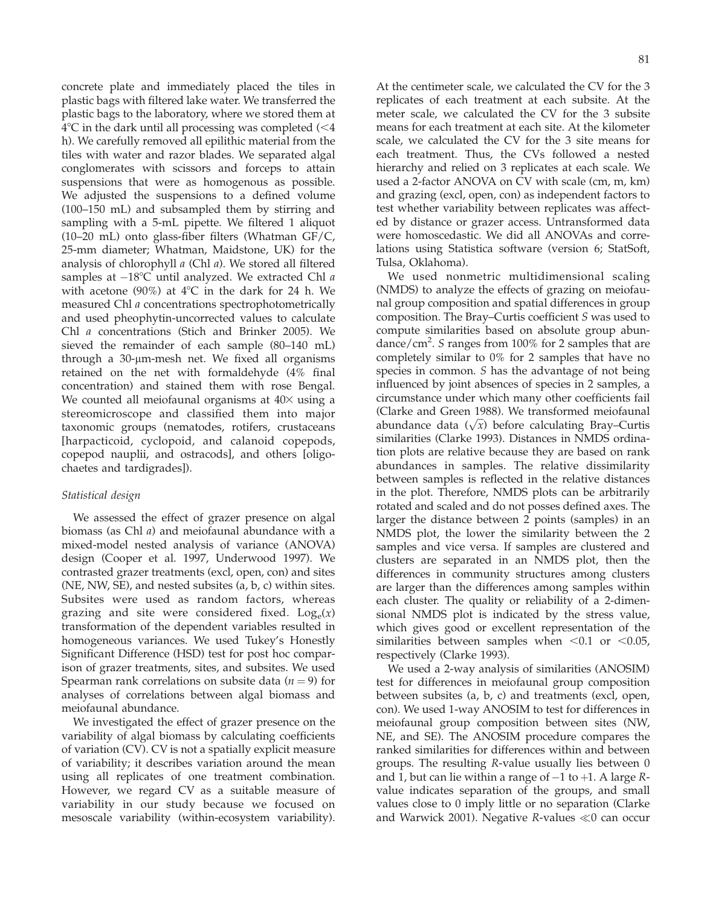concrete plate and immediately placed the tiles in plastic bags with filtered lake water. We transferred the plastic bags to the laboratory, where we stored them at 4°C in the dark until all processing was completed (<4 h). We carefully removed all epilithic material from the tiles with water and razor blades. We separated algal conglomerates with scissors and forceps to attain suspensions that were as homogenous as possible. We adjusted the suspensions to a defined volume (100–150 mL) and subsampled them by stirring and sampling with a 5-mL pipette. We filtered 1 aliquot (10–20 mL) onto glass-fiber filters (Whatman GF/C, 25-mm diameter; Whatman, Maidstone, UK) for the analysis of chlorophyll *a* (Chl *a*). We stored all filtered samples at −18°C until analyzed. We extracted Chl *a* with acetone (90%) at 4°C in the dark for 24 h. We measured Chl *a* concentrations spectrophotometrically and used pheophytin-uncorrected values to calculate Chl *a* concentrations (Stich and Brinker 2005). We sieved the remainder of each sample (80–140 mL) through a 30-μm-mesh net. We fixed all organisms retained on the net with formaldehyde (4% final concentration) and stained them with rose Bengal. We counted all meiofaunal organisms at 40× using a stereomicroscope and classified them into major taxonomic groups (nematodes, rotifers, crustaceans [harpacticoid, cyclopoid, and calanoid copepods, copepod nauplii, and ostracods], and others [oligochaetes and tardigrades]).

*Statistical design*

We assessed the effect of grazer presence on algal biomass (as Chl *a*) and meiofaunal abundance with a mixed-model nested analysis of variance (ANOVA) design (Cooper et al. 1997, Underwood 1997). We contrasted grazer treatments (excl, open, con) and sites (NE, NW, SE), and nested subsites (a, b, c) within sites. Subsites were used as random factors, whereas grazing and site were considered fixed. $\log_e(x)$ transformation of the dependent variables resulted in homogeneous variances. We used Tukey's Honestly Significant Difference (HSD) test for post hoc comparison of grazer treatments, sites, and subsites. We used Spearman rank correlations on subsite data ($n = 9$) for analyses of correlations between algal biomass and meiofaunal abundance.

We investigated the effect of grazer presence on the variability of algal biomass by calculating coefficients of variation (CV). CV is not a spatially explicit measure of variability; it describes variation around the mean using all replicates of one treatment combination. However, we regard CV as a suitable measure of variability in our study because we focused on mesoscale variability (within-ecosystem variability). At the centimeter scale, we calculated the CV for the 3 replicates of each treatment at each subsite. At the meter scale, we calculated the CV for the 3 subsite means for each treatment at each site. At the kilometer scale, we calculated the CV for the 3 site means for each treatment. Thus, the CVs followed a nested hierarchy and relied on 3 replicates at each scale. We used a 2-factor ANOVA on CV with scale (cm, m, km) and grazing (excl, open, con) as independent factors to test whether variability between replicates was affected by distance or grazer access. Untransformed data were homoscedastic. We did all ANOVAs and correlations using Statistica software (version 6; StatSoft, Tulsa, Oklahoma).

We used nonmetric multidimensional scaling (NMDS) to analyze the effects of grazing on meiofaunal group composition and spatial differences in group composition. The Bray–Curtis coefficient *S* was used to compute similarities based on absolute group abundance/cm$^2$. *S* ranges from 100% for 2 samples that are completely similar to 0% for 2 samples that have no species in common. *S* has the advantage of not being influenced by joint absences of species in 2 samples, a circumstance under which many other coefficients fail (Clarke and Green 1988). We transformed meiofaunal abundance data ($\sqrt{x}$) before calculating Bray–Curtis similarities (Clarke 1993). Distances in NMDS ordination plots are relative because they are based on rank abundances in samples. The relative dissimilarity between samples is reflected in the relative distances in the plot. Therefore, NMDS plots can be arbitrarily rotated and scaled and do not posses defined axes. The larger the distance between 2 points (samples) in an NMDS plot, the lower the similarity between the 2 samples and vice versa. If samples are clustered and clusters are separated in an NMDS plot, then the differences in community structures among clusters are larger than the differences among samples within each cluster. The quality or reliability of a 2-dimensional NMDS plot is indicated by the stress value, which gives good or excellent representation of the similarities between samples when <0.1 or <0.05, respectively (Clarke 1993).

We used a 2-way analysis of similarities (ANOSIM) test for differences in meiofaunal group composition between subsites (a, b, c) and treatments (excl, open, con). We used 1-way ANOSIM to test for differences in meiofaunal group composition between sites (NW, NE, and SE). The ANOSIM procedure compares the ranked similarities for differences within and between groups. The resulting *R*-value usually lies between 0 and 1, but can lie within a range of −1 to +1. A large *R*-value indicates separation of the groups, and small values close to 0 imply little or no separation (Clarke and Warwick 2001). Negative *R*-values $\ll 0$ can occur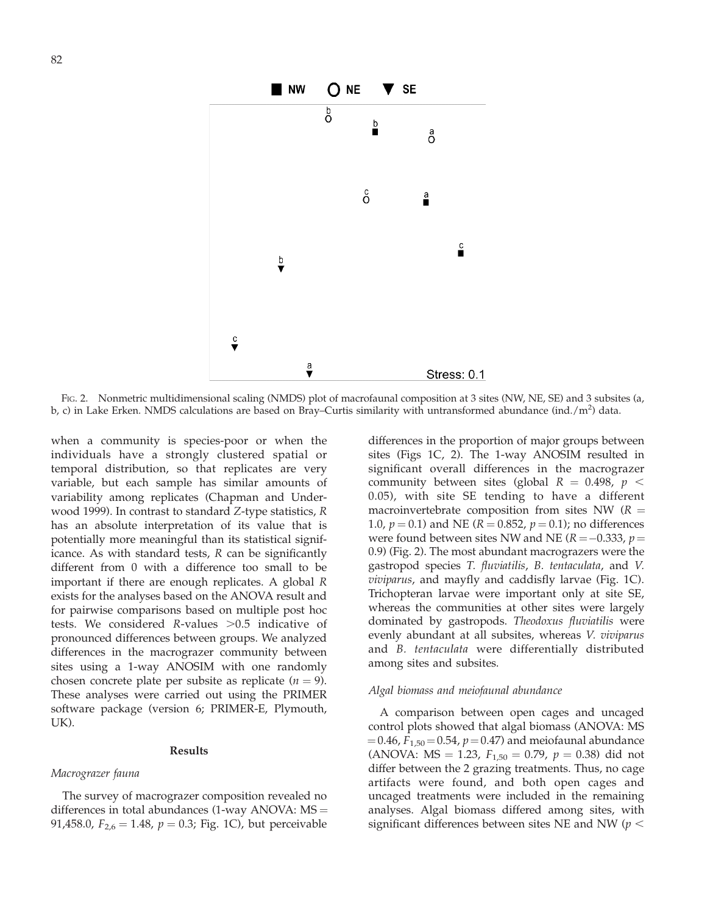NW  NE  SE

Stress: 0.1

FIG. 2. Nonmetric multidimensional scaling (NMDS) plot of macrofaunal composition at 3 sites (NW, NE, SE) and 3 subsites (a, b, c) in Lake Erken. NMDS calculations are based on Bray–Curtis similarity with untransformed abundance (ind./m$^2$) data.

when a community is species-poor or when the individuals have a strongly clustered spatial or temporal distribution, so that replicates are very variable, but each sample has similar amounts of variability among replicates (Chapman and Underwood 1999). In contrast to standard $Z$-type statistics, $R$ has an absolute interpretation of its value that is potentially more meaningful than its statistical significance. As with standard tests, $R$ can be significantly different from 0 with a difference too small to be important if there are enough replicates. A global $R$ exists for the analyses based on the ANOVA result and for pairwise comparisons based on multiple post hoc tests. We considered $R$-values $>0.5$ indicative of pronounced differences between groups. We analyzed differences in the macrograzer community between sites using a 1-way ANOSIM with one randomly chosen concrete plate per subsite as replicate ($n = 9$). These analyses were carried out using the PRIMER software package (version 6; PRIMER-E, Plymouth, UK).

## Results

### *Macrograzer fauna*

The survey of macrograzer composition revealed no differences in total abundances (1-way ANOVA: MS = 91,458.0, $F_{2,6} = 1.48$, $p = 0.3$; Fig. 1C), but perceivable differences in the proportion of major groups between sites (Figs 1C, 2). The 1-way ANOSIM resulted in significant overall differences in the macrograzer community between sites (global $R = 0.498$, $p < 0.05$), with site SE tending to have a different macroinvertebrate composition from sites NW ($R = 1.0$, $p = 0.1$) and NE ($R = 0.852$, $p = 0.1$); no differences were found between sites NW and NE ($R = -0.333$, $p = 0.9$) (Fig. 2). The most abundant macrograzers were the gastropod species *T. fluviatilis*, *B. tentaculata*, and *V. viviparus*, and mayfly and caddisfly larvae (Fig. 1C). Trichopteran larvae were important only at site SE, whereas the communities at other sites were largely dominated by gastropods. *Theodoxus fluviatilis* were evenly abundant at all subsites, whereas *V. viviparus* and *B. tentaculata* were differentially distributed among sites and subsites.

### *Algal biomass and meiofaunal abundance*

A comparison between open cages and uncaged control plots showed that algal biomass (ANOVA: MS = 0.46, $F_{1,50} = 0.54$, $p = 0.47$) and meiofaunal abundance (ANOVA: MS = 1.23, $F_{1,50} = 0.79$, $p = 0.38$) did not differ between the 2 grazing treatments. Thus, no cage artifacts were found, and both open cages and uncaged treatments were included in the remaining analyses. Algal biomass differed among sites, with significant differences between sites NE and NW ($p <$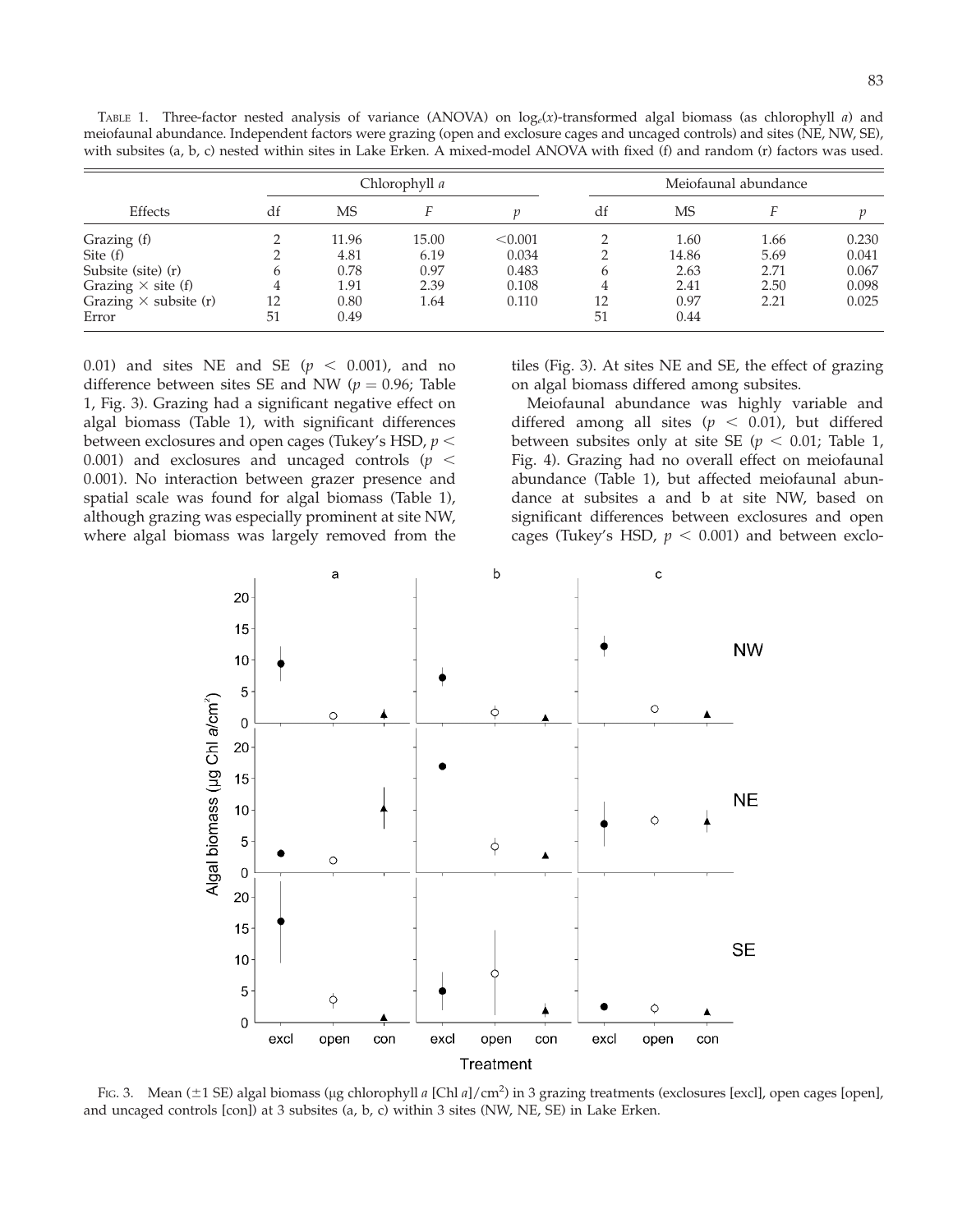TABLE 1. Three-factor nested analysis of variance (ANOVA) on $\log_e(x)$-transformed algal biomass (as chlorophyll *a*) and meiofaunal abundance. Independent factors were grazing (open and exclosure cages and uncaged controls) and sites (NE, NW, SE), with subsites (a, b, c) nested within sites in Lake Erken. A mixed-model ANOVA with fixed (f) and random (r) factors was used.

| Effects | Chlorophyll *a* | | | | Meiofaunal abundance | | | |
|---|---|---|---|---|---|---|---|---|
| | df | MS | $F$ | $p$ | df | MS | $F$ | $p$ |
| Grazing (f) | 2 | 11.96 | 15.00 | <0.001 | 2 | 1.60 | 1.66 | 0.230 |
| Site (f) | 2 | 4.81 | 6.19 | 0.034 | 2 | 14.86 | 5.69 | 0.041 |
| Subsite (site) (r) | 6 | 0.78 | 0.97 | 0.483 | 6 | 2.63 | 2.71 | 0.067 |
| Grazing × site (f) | 4 | 1.91 | 2.39 | 0.108 | 4 | 2.41 | 2.50 | 0.098 |
| Grazing × subsite (r) | 12 | 0.80 | 1.64 | 0.110 | 12 | 0.97 | 2.21 | 0.025 |
| Error | 51 | 0.49 | | | 51 | 0.44 | | |

0.01) and sites NE and SE ($p < 0.001$), and no difference between sites SE and NW ($p = 0.96$; Table 1, Fig. 3). Grazing had a significant negative effect on algal biomass (Table 1), with significant differences between exclosures and open cages (Tukey's HSD, $p < 0.001$) and exclosures and uncaged controls ($p < 0.001$). No interaction between grazer presence and spatial scale was found for algal biomass (Table 1), although grazing was especially prominent at site NW, where algal biomass was largely removed from the tiles (Fig. 3). At sites NE and SE, the effect of grazing on algal biomass differed among subsites.

Meiofaunal abundance was highly variable and differed among all sites ($p < 0.01$), but differed between subsites only at site SE ($p < 0.01$; Table 1, Fig. 4). Grazing had no overall effect on meiofaunal abundance (Table 1), but affected meiofaunal abundance at subsites a and b at site NW, based on significant differences between exclosures and open cages (Tukey's HSD, $p < 0.001$) and between exclo-

FIG. 3. Mean (±1 SE) algal biomass (μg chlorophyll *a* [Chl *a*]/cm$^2$) in 3 grazing treatments (exclosures [excl], open cages [open], and uncaged controls [con]) at 3 subsites (a, b, c) within 3 sites (NW, NE, SE) in Lake Erken.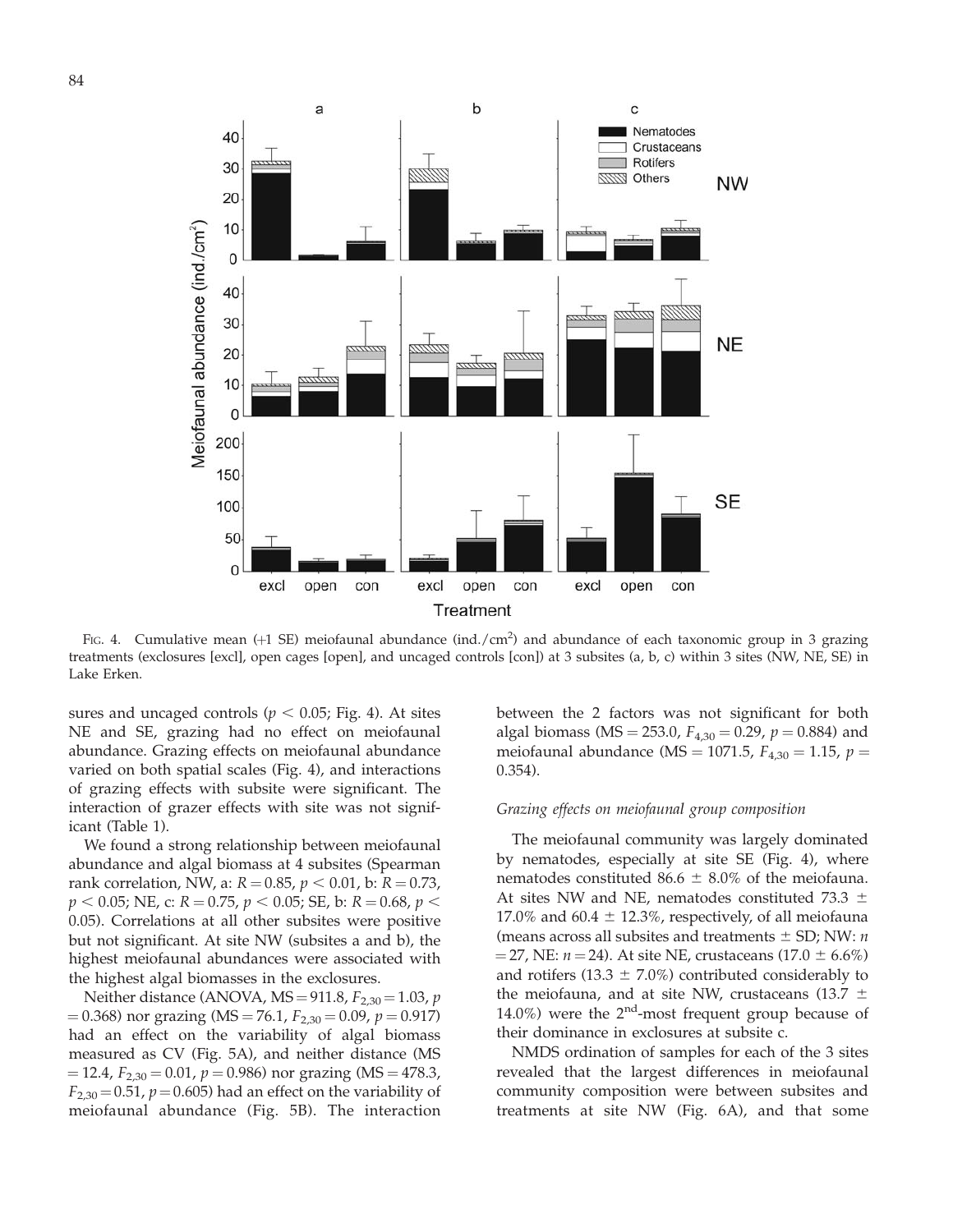Fig. 4. Cumulative mean (+1 SE) meiofaunal abundance (ind./cm$^2$) and abundance of each taxonomic group in 3 grazing treatments (exclosures [excl], open cages [open], and uncaged controls [con]) at 3 subsites (a, b, c) within 3 sites (NW, NE, SE) in Lake Erken.

sures and uncaged controls ($p < 0.05$; Fig. 4). At sites NE and SE, grazing had no effect on meiofaunal abundance. Grazing effects on meiofaunal abundance varied on both spatial scales (Fig. 4), and interactions of grazing effects with subsite were significant. The interaction of grazer effects with site was not significant (Table 1).

We found a strong relationship between meiofaunal abundance and algal biomass at 4 subsites (Spearman rank correlation, NW, a: $R = 0.85$, $p < 0.01$, b: $R = 0.73$, $p < 0.05$; NE, c: $R = 0.75$, $p < 0.05$; SE, b: $R = 0.68$, $p < 0.05$). Correlations at all other subsites were positive but not significant. At site NW (subsites a and b), the highest meiofaunal abundances were associated with the highest algal biomasses in the exclosures.

Neither distance (ANOVA, MS = 911.8, $F_{2,30} = 1.03$, $p = 0.368$) nor grazing (MS = 76.1, $F_{2,30} = 0.09$, $p = 0.917$) had an effect on the variability of algal biomass measured as CV (Fig. 5A), and neither distance (MS = 12.4, $F_{2,30} = 0.01$, $p = 0.986$) nor grazing (MS = 478.3, $F_{2,30} = 0.51$, $p = 0.605$) had an effect on the variability of meiofaunal abundance (Fig. 5B). The interaction between the 2 factors was not significant for both algal biomass (MS = 253.0, $F_{4,30} = 0.29$, $p = 0.884$) and meiofaunal abundance (MS = 1071.5, $F_{4,30} = 1.15$, $p = 0.354$).

### *Grazing effects on meiofaunal group composition*

The meiofaunal community was largely dominated by nematodes, especially at site SE (Fig. 4), where nematodes constituted 86.6 ± 8.0% of the meiofauna. At sites NW and NE, nematodes constituted 73.3 ± 17.0% and 60.4 ± 12.3%, respectively, of all meiofauna (means across all subsites and treatments ± SD; NW: $n = 27$, NE: $n = 24$). At site NE, crustaceans (17.0 ± 6.6%) and rotifers (13.3 ± 7.0%) contributed considerably to the meiofauna, and at site NW, crustaceans (13.7 ± 14.0%) were the 2nd-most frequent group because of their dominance in exclosures at subsite c.

NMDS ordination of samples for each of the 3 sites revealed that the largest differences in meiofaunal community composition were between subsites and treatments at site NW (Fig. 6A), and that some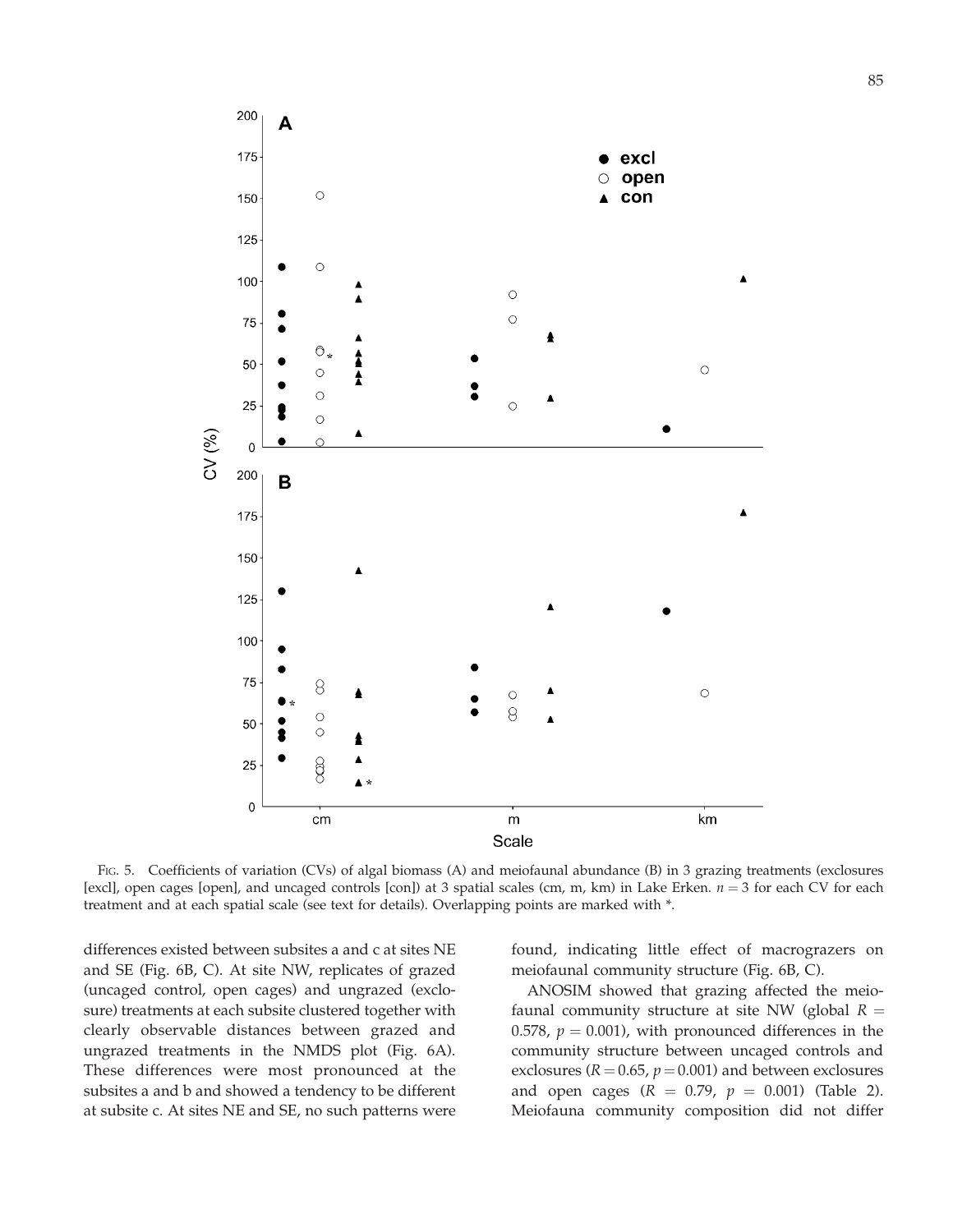FIG. 5. Coefficients of variation (CVs) of algal biomass (A) and meiofaunal abundance (B) in 3 grazing treatments (exclosures [excl], open cages [open], and uncaged controls [con]) at 3 spatial scales (cm, m, km) in Lake Erken. $n = 3$ for each CV for each treatment and at each spatial scale (see text for details). Overlapping points are marked with *.

differences existed between subsites a and c at sites NE and SE (Fig. 6B, C). At site NW, replicates of grazed (uncaged control, open cages) and ungrazed (exclosure) treatments at each subsite clustered together with clearly observable distances between grazed and ungrazed treatments in the NMDS plot (Fig. 6A). These differences were most pronounced at the subsites a and b and showed a tendency to be different at subsite c. At sites NE and SE, no such patterns were found, indicating little effect of macrograzers on meiofaunal community structure (Fig. 6B, C).

ANOSIM showed that grazing affected the meiofaunal community structure at site NW (global $R = 0.578$, $p = 0.001$), with pronounced differences in the community structure between uncaged controls and exclosures ($R = 0.65$, $p = 0.001$) and between exclosures and open cages ($R = 0.79$, $p = 0.001$) (Table 2). Meiofauna community composition did not differ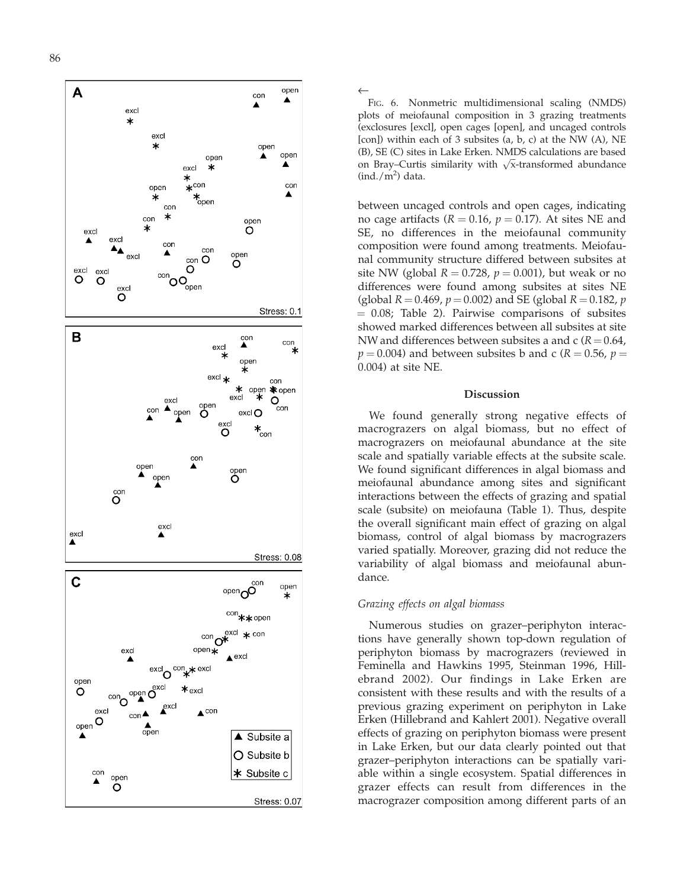←

FIG. 6. Nonmetric multidimensional scaling (NMDS) plots of meiofaunal composition in 3 grazing treatments (exclosures [excl], open cages [open], and uncaged controls [con]) within each of 3 subsites (a, b, c) at the NW (A), NE (B), SE (C) sites in Lake Erken. NMDS calculations are based on Bray–Curtis similarity with $\sqrt{x}$-transformed abundance (ind./m$^2$) data.

between uncaged controls and open cages, indicating no cage artifacts ($R = 0.16$, $p = 0.17$). At sites NE and SE, no differences in the meiofaunal community composition were found among treatments. Meiofaunal community structure differed between subsites at site NW (global $R = 0.728$, $p = 0.001$), but weak or no differences were found among subsites at sites NE (global $R = 0.469$, $p = 0.002$) and SE (global $R = 0.182$, $p = 0.08$; Table 2). Pairwise comparisons of subsites showed marked differences between all subsites at site NW and differences between subsites a and c ($R = 0.64$, $p = 0.004$) and between subsites b and c ($R = 0.56$, $p = 0.004$) at site NE.

## Discussion

We found generally strong negative effects of macrograzers on algal biomass, but no effect of macrograzers on meiofaunal abundance at the site scale and spatially variable effects at the subsite scale. We found significant differences in algal biomass and meiofaunal abundance among sites and significant interactions between the effects of grazing and spatial scale (subsite) on meiofauna (Table 1). Thus, despite the overall significant main effect of grazing on algal biomass, control of algal biomass by macrograzers varied spatially. Moreover, grazing did not reduce the variability of algal biomass and meiofaunal abundance.

### *Grazing effects on algal biomass*

Numerous studies on grazer–periphyton interactions have generally shown top-down regulation of periphyton biomass by macrograzers (reviewed in Feminella and Hawkins 1995, Steinman 1996, Hillebrand 2002). Our findings in Lake Erken are consistent with these results and with the results of a previous grazing experiment on periphyton in Lake Erken (Hillebrand and Kahlert 2001). Negative overall effects of grazing on periphyton biomass were present in Lake Erken, but our data clearly pointed out that grazer–periphyton interactions can be spatially variable within a single ecosystem. Spatial differences in grazer effects can result from differences in the macrograzer composition among different parts of an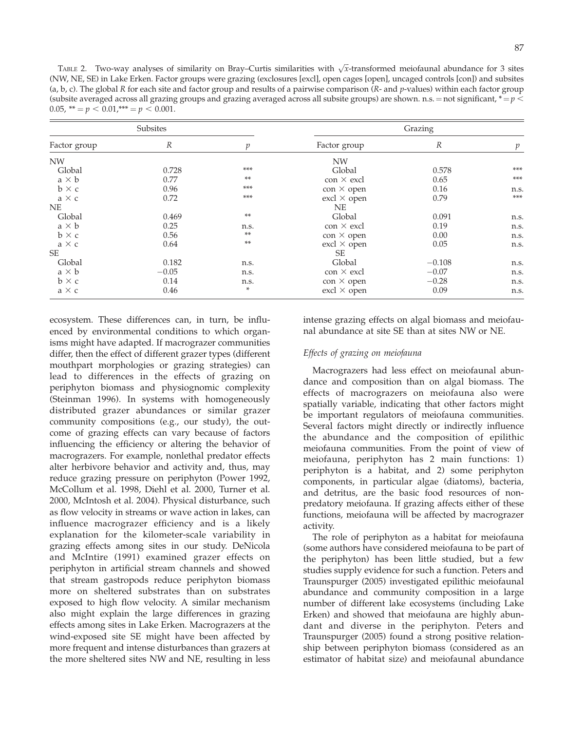TABLE 2. Two-way analyses of similarity on Bray–Curtis similarities with $\sqrt{x}$-transformed meiofaunal abundance for 3 sites (NW, NE, SE) in Lake Erken. Factor groups were grazing (exclosures [excl], open cages [open], uncaged controls [con]) and subsites (a, b, c). The global $R$ for each site and factor group and results of a pairwise comparison ($R$- and $p$-values) within each factor group (subsite averaged across all grazing groups and grazing averaged across all subsite groups) are shown. n.s. = not significant, * = $p < 0.05$, ** = $p < 0.01$, *** = $p < 0.001$.

| Subsites | | | Grazing | | |
|---|---|---|---|---|---|
| Factor group | $R$ | $p$ | Factor group | $R$ | $p$ |
| NW | | | NW | | |
| Global | 0.728 | *** | Global | 0.578 | *** |
| a × b | 0.77 | ** | con × excl | 0.65 | *** |
| b × c | 0.96 | *** | con × open | 0.16 | n.s. |
| a × c | 0.72 | *** | excl × open | 0.79 | *** |
| NE | | | NE | | |
| Global | 0.469 | ** | Global | 0.091 | n.s. |
| a × b | 0.25 | n.s. | con × excl | 0.19 | n.s. |
| b × c | 0.56 | ** | con × open | 0.00 | n.s. |
| a × c | 0.64 | ** | excl × open | 0.05 | n.s. |
| SE | | | SE | | |
| Global | 0.182 | n.s. | Global | −0.108 | n.s. |
| a × b | −0.05 | n.s. | con × excl | −0.07 | n.s. |
| b × c | 0.14 | n.s. | con × open | −0.28 | n.s. |
| a × c | 0.46 | * | excl × open | 0.09 | n.s. |

ecosystem. These differences can, in turn, be influenced by environmental conditions to which organisms might have adapted. If macrograzer communities differ, then the effect of different grazer types (different mouthpart morphologies or grazing strategies) can lead to differences in the effects of grazing on periphyton biomass and physiognomic complexity (Steinman 1996). In systems with homogeneously distributed grazer abundances or similar grazer community compositions (e.g., our study), the outcome of grazing effects can vary because of factors influencing the efficiency or altering the behavior of macrograzers. For example, nonlethal predator effects alter herbivore behavior and activity and, thus, may reduce grazing pressure on periphyton (Power 1992, McCollum et al. 1998, Diehl et al. 2000, Turner et al. 2000, McIntosh et al. 2004). Physical disturbance, such as flow velocity in streams or wave action in lakes, can influence macrograzer efficiency and is a likely explanation for the kilometer-scale variability in grazing effects among sites in our study. DeNicola and McIntire (1991) examined grazer effects on periphyton in artificial stream channels and showed that stream gastropods reduce periphyton biomass more on sheltered substrates than on substrates exposed to high flow velocity. A similar mechanism also might explain the large differences in grazing effects among sites in Lake Erken. Macrograzers at the wind-exposed site SE might have been affected by more frequent and intense disturbances than grazers at the more sheltered sites NW and NE, resulting in less intense grazing effects on algal biomass and meiofaunal abundance at site SE than at sites NW or NE.

### *Effects of grazing on meiofauna*

Macrograzers had less effect on meiofaunal abundance and composition than on algal biomass. The effects of macrograzers on meiofauna also were spatially variable, indicating that other factors might be important regulators of meiofauna communities. Several factors might directly or indirectly influence the abundance and the composition of epilithic meiofauna communities. From the point of view of meiofauna, periphyton has 2 main functions: 1) periphyton is a habitat, and 2) some periphyton components, in particular algae (diatoms), bacteria, and detritus, are the basic food resources of nonpredatory meiofauna. If grazing affects either of these functions, meiofauna will be affected by macrograzer activity.

The role of periphyton as a habitat for meiofauna (some authors have considered meiofauna to be part of the periphyton) has been little studied, but a few studies supply evidence for such a function. Peters and Traunspurger (2005) investigated epilithic meiofaunal abundance and community composition in a large number of different lake ecosystems (including Lake Erken) and showed that meiofauna are highly abundant and diverse in the periphyton. Peters and Traunspurger (2005) found a strong positive relationship between periphyton biomass (considered as an estimator of habitat size) and meiofaunal abundance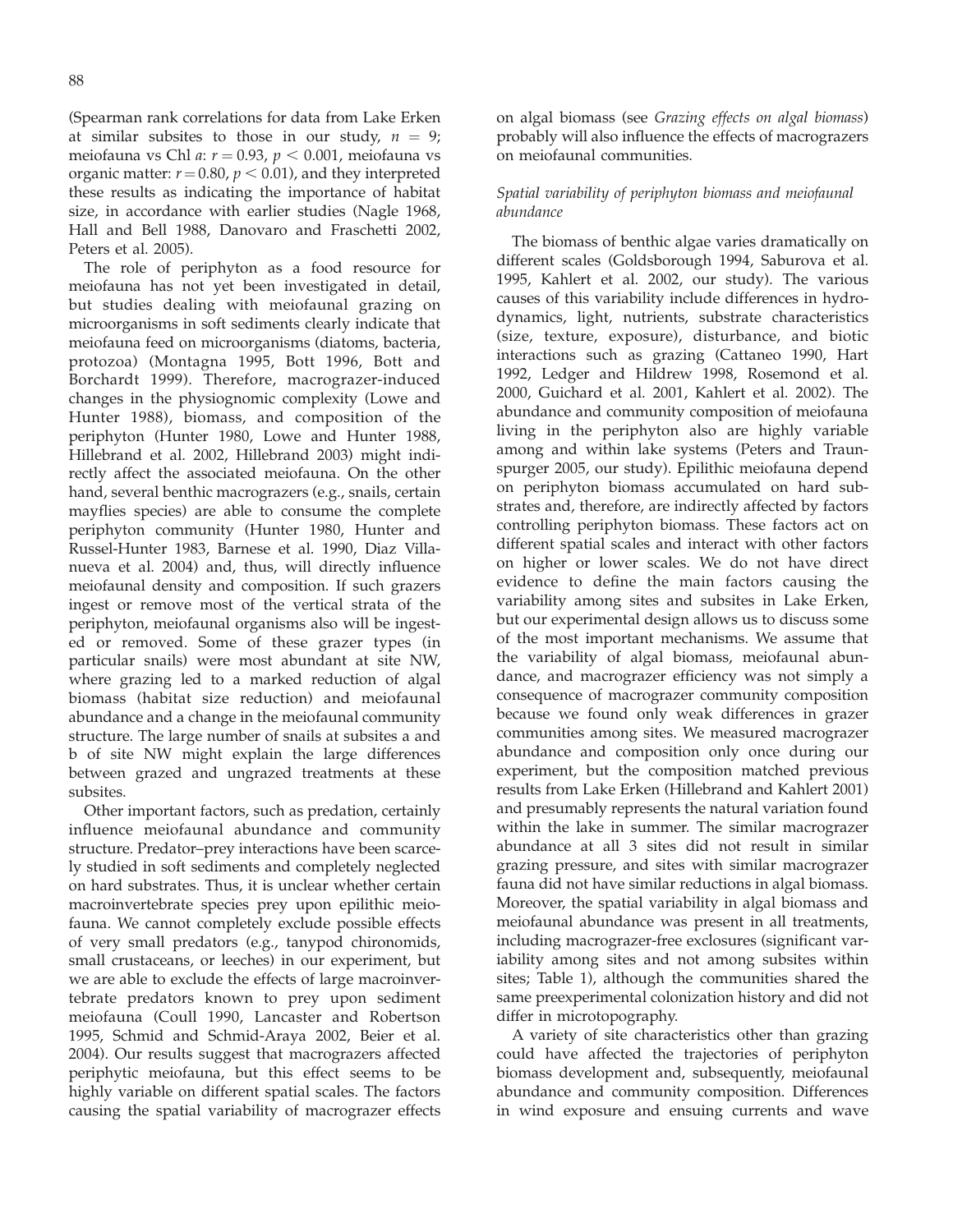(Spearman rank correlations for data from Lake Erken at similar subsites to those in our study, $n = 9$; meiofauna vs Chl *a*: $r = 0.93$, $p < 0.001$, meiofauna vs organic matter: $r = 0.80$, $p < 0.01$), and they interpreted these results as indicating the importance of habitat size, in accordance with earlier studies (Nagle 1968, Hall and Bell 1988, Danovaro and Fraschetti 2002, Peters et al. 2005).

The role of periphyton as a food resource for meiofauna has not yet been investigated in detail, but studies dealing with meiofaunal grazing on microorganisms in soft sediments clearly indicate that meiofauna feed on microorganisms (diatoms, bacteria, protozoa) (Montagna 1995, Bott 1996, Bott and Borchardt 1999). Therefore, macrograzer-induced changes in the physiognomic complexity (Lowe and Hunter 1988), biomass, and composition of the periphyton (Hunter 1980, Lowe and Hunter 1988, Hillebrand et al. 2002, Hillebrand 2003) might indirectly affect the associated meiofauna. On the other hand, several benthic macrograzers (e.g., snails, certain mayflies species) are able to consume the complete periphyton community (Hunter 1980, Hunter and Russel-Hunter 1983, Barnese et al. 1990, Diaz Villanueva et al. 2004) and, thus, will directly influence meiofaunal density and composition. If such grazers ingest or remove most of the vertical strata of the periphyton, meiofaunal organisms also will be ingested or removed. Some of these grazer types (in particular snails) were most abundant at site NW, where grazing led to a marked reduction of algal biomass (habitat size reduction) and meiofaunal abundance and a change in the meiofaunal community structure. The large number of snails at subsites a and b of site NW might explain the large differences between grazed and ungrazed treatments at these subsites.

Other important factors, such as predation, certainly influence meiofaunal abundance and community structure. Predator–prey interactions have been scarcely studied in soft sediments and completely neglected on hard substrates. Thus, it is unclear whether certain macroinvertebrate species prey upon epilithic meiofauna. We cannot completely exclude possible effects of very small predators (e.g., tanypod chironomids, small crustaceans, or leeches) in our experiment, but we are able to exclude the effects of large macroinvertebrate predators known to prey upon sediment meiofauna (Coull 1990, Lancaster and Robertson 1995, Schmid and Schmid-Araya 2002, Beier et al. 2004). Our results suggest that macrograzers affected periphytic meiofauna, but this effect seems to be highly variable on different spatial scales. The factors causing the spatial variability of macrograzer effects on algal biomass (see *Grazing effects on algal biomass*) probably will also influence the effects of macrograzers on meiofaunal communities.

### *Spatial variability of periphyton biomass and meiofaunal abundance*

The biomass of benthic algae varies dramatically on different scales (Goldsborough 1994, Saburova et al. 1995, Kahlert et al. 2002, our study). The various causes of this variability include differences in hydrodynamics, light, nutrients, substrate characteristics (size, texture, exposure), disturbance, and biotic interactions such as grazing (Cattaneo 1990, Hart 1992, Ledger and Hildrew 1998, Rosemond et al. 2000, Guichard et al. 2001, Kahlert et al. 2002). The abundance and community composition of meiofauna living in the periphyton also are highly variable among and within lake systems (Peters and Traunspurger 2005, our study). Epilithic meiofauna depend on periphyton biomass accumulated on hard substrates and, therefore, are indirectly affected by factors controlling periphyton biomass. These factors act on different spatial scales and interact with other factors on higher or lower scales. We do not have direct evidence to define the main factors causing the variability among sites and subsites in Lake Erken, but our experimental design allows us to discuss some of the most important mechanisms. We assume that the variability of algal biomass, meiofaunal abundance, and macrograzer efficiency was not simply a consequence of macrograzer community composition because we found only weak differences in grazer communities among sites. We measured macrograzer abundance and composition only once during our experiment, but the composition matched previous results from Lake Erken (Hillebrand and Kahlert 2001) and presumably represents the natural variation found within the lake in summer. The similar macrograzer abundance at all 3 sites did not result in similar grazing pressure, and sites with similar macrograzer fauna did not have similar reductions in algal biomass. Moreover, the spatial variability in algal biomass and meiofaunal abundance was present in all treatments, including macrograzer-free exclosures (significant variability among sites and not among subsites within sites; Table 1), although the communities shared the same preexperimental colonization history and did not differ in microtopography.

A variety of site characteristics other than grazing could have affected the trajectories of periphyton biomass development and, subsequently, meiofaunal abundance and community composition. Differences in wind exposure and ensuing currents and wave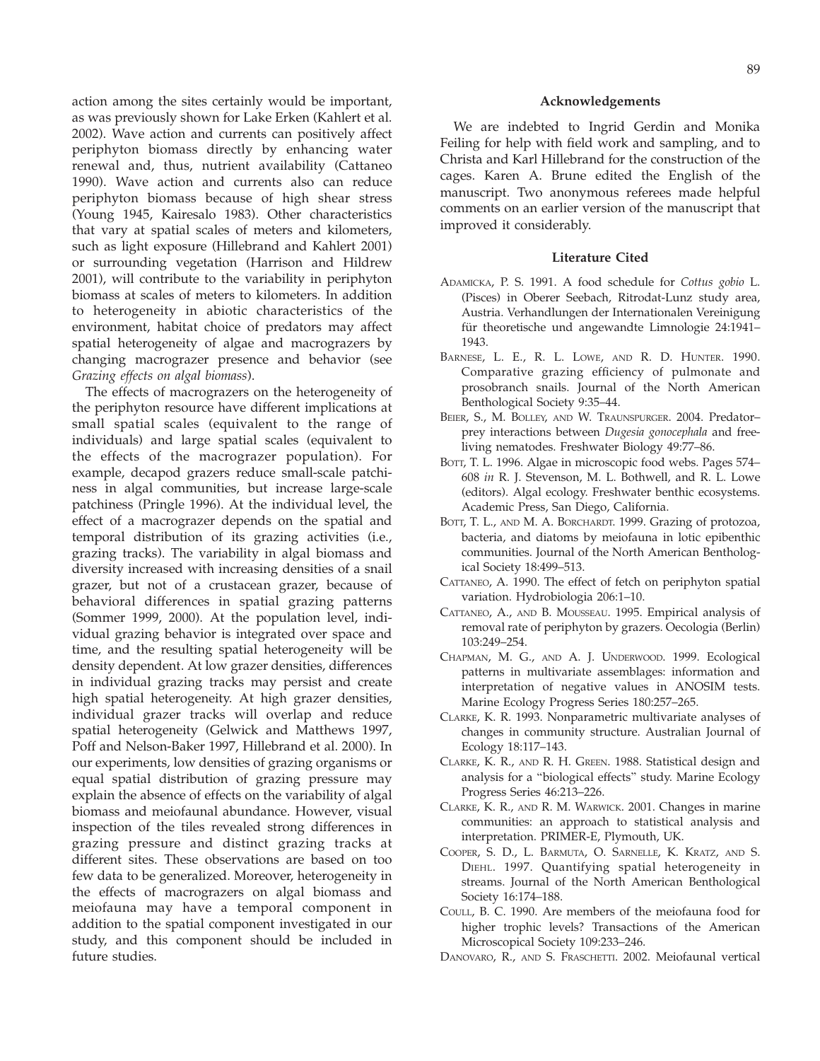action among the sites certainly would be important, as was previously shown for Lake Erken (Kahlert et al. 2002). Wave action and currents can positively affect periphyton biomass directly by enhancing water renewal and, thus, nutrient availability (Cattaneo 1990). Wave action and currents also can reduce periphyton biomass because of high shear stress (Young 1945, Kairesalo 1983). Other characteristics that vary at spatial scales of meters and kilometers, such as light exposure (Hillebrand and Kahlert 2001) or surrounding vegetation (Harrison and Hildrew 2001), will contribute to the variability in periphyton biomass at scales of meters to kilometers. In addition to heterogeneity in abiotic characteristics of the environment, habitat choice of predators may affect spatial heterogeneity of algae and macrograzers by changing macrograzer presence and behavior (see *Grazing effects on algal biomass*).

The effects of macrograzers on the heterogeneity of the periphyton resource have different implications at small spatial scales (equivalent to the range of individuals) and large spatial scales (equivalent to the effects of the macrograzer population). For example, decapod grazers reduce small-scale patchiness in algal communities, but increase large-scale patchiness (Pringle 1996). At the individual level, the effect of a macrograzer depends on the spatial and temporal distribution of its grazing activities (i.e., grazing tracks). The variability in algal biomass and diversity increased with increasing densities of a snail grazer, but not of a crustacean grazer, because of behavioral differences in spatial grazing patterns (Sommer 1999, 2000). At the population level, individual grazing behavior is integrated over space and time, and the resulting spatial heterogeneity will be density dependent. At low grazer densities, differences in individual grazing tracks may persist and create high spatial heterogeneity. At high grazer densities, individual grazer tracks will overlap and reduce spatial heterogeneity (Gelwick and Matthews 1997, Poff and Nelson-Baker 1997, Hillebrand et al. 2000). In our experiments, low densities of grazing organisms or equal spatial distribution of grazing pressure may explain the absence of effects on the variability of algal biomass and meiofaunal abundance. However, visual inspection of the tiles revealed strong differences in grazing pressure and distinct grazing tracks at different sites. These observations are based on too few data to be generalized. Moreover, heterogeneity in the effects of macrograzers on algal biomass and meiofauna may have a temporal component in addition to the spatial component investigated in our study, and this component should be included in future studies.

## Acknowledgements

We are indebted to Ingrid Gerdin and Monika Feiling for help with field work and sampling, and to Christa and Karl Hillebrand for the construction of the cages. Karen A. Brune edited the English of the manuscript. Two anonymous referees made helpful comments on an earlier version of the manuscript that improved it considerably.

## Literature Cited

Adamicka, P. S. 1991. A food schedule for *Cottus gobio* L. (Pisces) in Oberer Seebach, Ritrodat-Lunz study area, Austria. Verhandlungen der Internationalen Vereinigung für theoretische und angewandte Limnologie 24:1941–1943.

Barnese, L. E., R. L. Lowe, and R. D. Hunter. 1990. Comparative grazing efficiency of pulmonate and prosobranch snails. Journal of the North American Benthological Society 9:35–44.

Beier, S., M. Bolley, and W. Traunspurger. 2004. Predator–prey interactions between *Dugesia gonocephala* and free-living nematodes. Freshwater Biology 49:77–86.

Bott, T. L. 1996. Algae in microscopic food webs. Pages 574–608 *in* R. J. Stevenson, M. L. Bothwell, and R. L. Lowe (editors). Algal ecology. Freshwater benthic ecosystems. Academic Press, San Diego, California.

Bott, T. L., and M. A. Borchardt. 1999. Grazing of protozoa, bacteria, and diatoms by meiofauna in lotic epibenthic communities. Journal of the North American Benthological Society 18:499–513.

Cattaneo, A. 1990. The effect of fetch on periphyton spatial variation. Hydrobiologia 206:1–10.

Cattaneo, A., and B. Mousseau. 1995. Empirical analysis of removal rate of periphyton by grazers. Oecologia (Berlin) 103:249–254.

Chapman, M. G., and A. J. Underwood. 1999. Ecological patterns in multivariate assemblages: information and interpretation of negative values in ANOSIM tests. Marine Ecology Progress Series 180:257–265.

Clarke, K. R. 1993. Nonparametric multivariate analyses of changes in community structure. Australian Journal of Ecology 18:117–143.

Clarke, K. R., and R. H. Green. 1988. Statistical design and analysis for a "biological effects" study. Marine Ecology Progress Series 46:213–226.

Clarke, K. R., and R. M. Warwick. 2001. Changes in marine communities: an approach to statistical analysis and interpretation. PRIMER-E, Plymouth, UK.

Cooper, S. D., L. Barmuta, O. Sarnelle, K. Kratz, and S. Diehl. 1997. Quantifying spatial heterogeneity in streams. Journal of the North American Benthological Society 16:174–188.

Coull, B. C. 1990. Are members of the meiofauna food for higher trophic levels? Transactions of the American Microscopical Society 109:233–246.

Danovaro, R., and S. Fraschetti. 2002. Meiofaunal vertical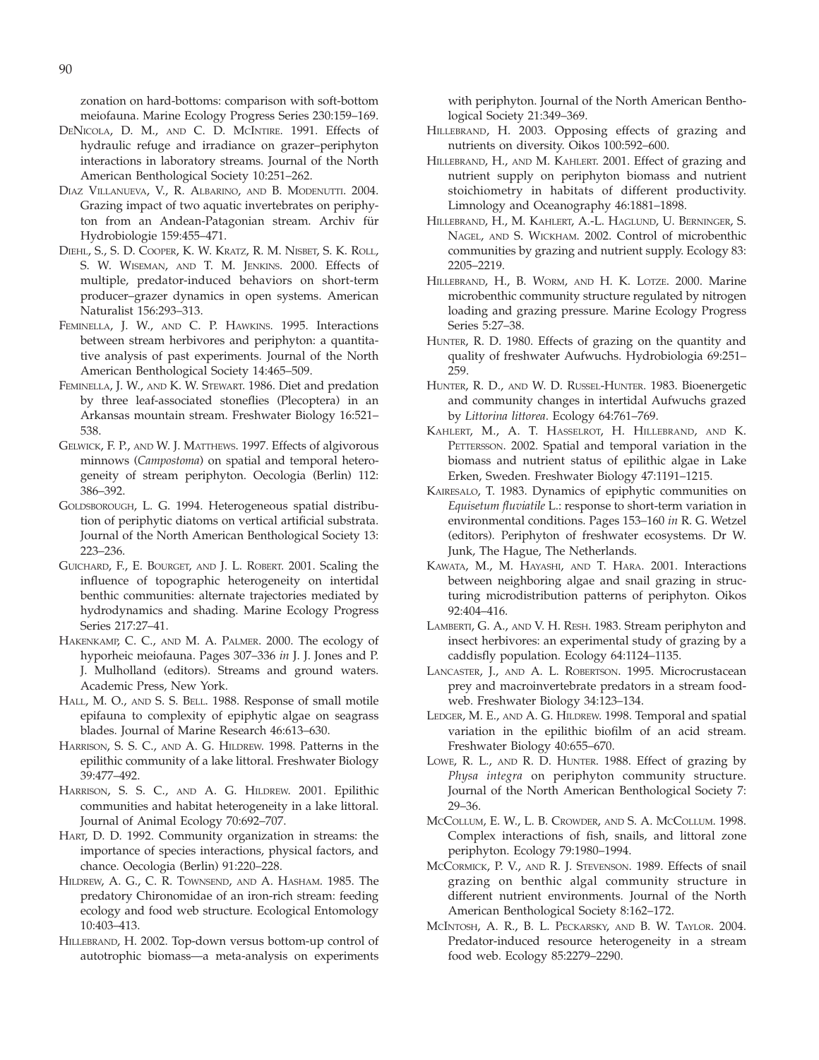zonation on hard-bottoms: comparison with soft-bottom meiofauna. Marine Ecology Progress Series 230:159–169.

DeNicola, D. M., and C. D. McIntire. 1991. Effects of hydraulic refuge and irradiance on grazer–periphyton interactions in laboratory streams. Journal of the North American Benthological Society 10:251–262.

Diaz Villanueva, V., R. Albarino, and B. Modenutti. 2004. Grazing impact of two aquatic invertebrates on periphyton from an Andean-Patagonian stream. Archiv für Hydrobiologie 159:455–471.

Diehl, S., S. D. Cooper, K. W. Kratz, R. M. Nisbet, S. K. Roll, S. W. Wiseman, and T. M. Jenkins. 2000. Effects of multiple, predator-induced behaviors on short-term producer–grazer dynamics in open systems. American Naturalist 156:293–313.

Feminella, J. W., and C. P. Hawkins. 1995. Interactions between stream herbivores and periphyton: a quantitative analysis of past experiments. Journal of the North American Benthological Society 14:465–509.

Feminella, J. W., and K. W. Stewart. 1986. Diet and predation by three leaf-associated stoneflies (Plecoptera) in an Arkansas mountain stream. Freshwater Biology 16:521–538.

Gelwick, F. P., and W. J. Matthews. 1997. Effects of algivorous minnows (*Campostoma*) on spatial and temporal heterogeneity of stream periphyton. Oecologia (Berlin) 112: 386–392.

Goldsborough, L. G. 1994. Heterogeneous spatial distribution of periphytic diatoms on vertical artificial substrata. Journal of the North American Benthological Society 13: 223–236.

Guichard, F., E. Bourget, and J. L. Robert. 2001. Scaling the influence of topographic heterogeneity on intertidal benthic communities: alternate trajectories mediated by hydrodynamics and shading. Marine Ecology Progress Series 217:27–41.

Hakenkamp, C. C., and M. A. Palmer. 2000. The ecology of hyporheic meiofauna. Pages 307–336 *in* J. J. Jones and P. J. Mulholland (editors). Streams and ground waters. Academic Press, New York.

Hall, M. O., and S. S. Bell. 1988. Response of small motile epifauna to complexity of epiphytic algae on seagrass blades. Journal of Marine Research 46:613–630.

Harrison, S. S. C., and A. G. Hildrew. 1998. Patterns in the epilithic community of a lake littoral. Freshwater Biology 39:477–492.

Harrison, S. S. C., and A. G. Hildrew. 2001. Epilithic communities and habitat heterogeneity in a lake littoral. Journal of Animal Ecology 70:692–707.

Hart, D. D. 1992. Community organization in streams: the importance of species interactions, physical factors, and chance. Oecologia (Berlin) 91:220–228.

Hildrew, A. G., C. R. Townsend, and A. Hasham. 1985. The predatory Chironomidae of an iron-rich stream: feeding ecology and food web structure. Ecological Entomology 10:403–413.

Hillebrand, H. 2002. Top-down versus bottom-up control of autotrophic biomass—a meta-analysis on experiments with periphyton. Journal of the North American Benthological Society 21:349–369.

Hillebrand, H. 2003. Opposing effects of grazing and nutrients on diversity. Oikos 100:592–600.

Hillebrand, H., and M. Kahlert. 2001. Effect of grazing and nutrient supply on periphyton biomass and nutrient stoichiometry in habitats of different productivity. Limnology and Oceanography 46:1881–1898.

Hillebrand, H., M. Kahlert, A.-L. Haglund, U. Berninger, S. Nagel, and S. Wickham. 2002. Control of microbenthic communities by grazing and nutrient supply. Ecology 83: 2205–2219.

Hillebrand, H., B. Worm, and H. K. Lotze. 2000. Marine microbenthic community structure regulated by nitrogen loading and grazing pressure. Marine Ecology Progress Series 5:27–38.

Hunter, R. D. 1980. Effects of grazing on the quantity and quality of freshwater Aufwuchs. Hydrobiologia 69:251–259.

Hunter, R. D., and W. D. Russel-Hunter. 1983. Bioenergetic and community changes in intertidal Aufwuchs grazed by *Littorina littorea*. Ecology 64:761–769.

Kahlert, M., A. T. Hasselrot, H. Hillebrand, and K. Pettersson. 2002. Spatial and temporal variation in the biomass and nutrient status of epilithic algae in Lake Erken, Sweden. Freshwater Biology 47:1191–1215.

Kairesalo, T. 1983. Dynamics of epiphytic communities on *Equisetum fluviatile* L.: response to short-term variation in environmental conditions. Pages 153–160 *in* R. G. Wetzel (editors). Periphyton of freshwater ecosystems. Dr W. Junk, The Hague, The Netherlands.

Kawata, M., M. Hayashi, and T. Hara. 2001. Interactions between neighboring algae and snail grazing in structuring microdistribution patterns of periphyton. Oikos 92:404–416.

Lamberti, G. A., and V. H. Resh. 1983. Stream periphyton and insect herbivores: an experimental study of grazing by a caddisfly population. Ecology 64:1124–1135.

Lancaster, J., and A. L. Robertson. 1995. Microcrustacean prey and macroinvertebrate predators in a stream food-web. Freshwater Biology 34:123–134.

Ledger, M. E., and A. G. Hildrew. 1998. Temporal and spatial variation in the epilithic biofilm of an acid stream. Freshwater Biology 40:655–670.

Lowe, R. L., and R. D. Hunter. 1988. Effect of grazing by *Physa integra* on periphyton community structure. Journal of the North American Benthological Society 7: 29–36.

McCollum, E. W., L. B. Crowder, and S. A. McCollum. 1998. Complex interactions of fish, snails, and littoral zone periphyton. Ecology 79:1980–1994.

McCormick, P. V., and R. J. Stevenson. 1989. Effects of snail grazing on benthic algal community structure in different nutrient environments. Journal of the North American Benthological Society 8:162–172.

McIntosh, A. R., B. L. Peckarsky, and B. W. Taylor. 2004. Predator-induced resource heterogeneity in a stream food web. Ecology 85:2279–2290.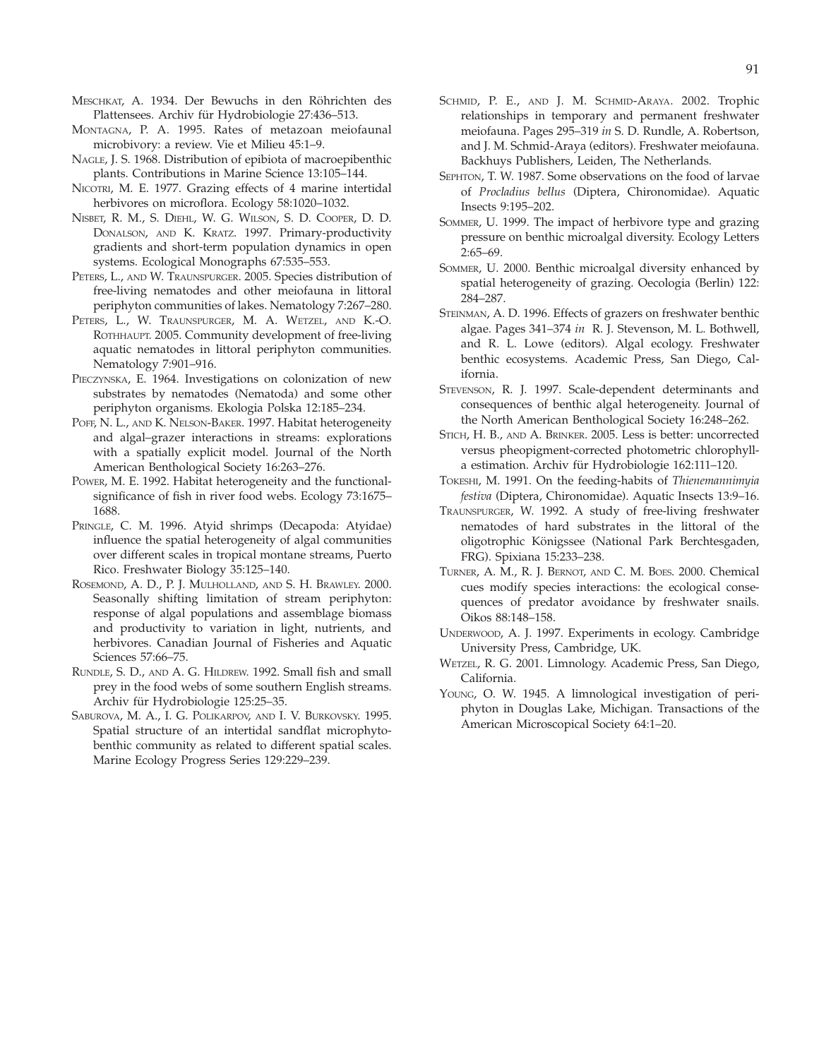MESCHKAT, A. 1934. Der Bewuchs in den Röhrichten des Plattensees. Archiv für Hydrobiologie 27:436–513.

MONTAGNA, P. A. 1995. Rates of metazoan meiofaunal microbivory: a review. Vie et Milieu 45:1–9.

NAGLE, J. S. 1968. Distribution of epibiota of macroepibenthic plants. Contributions in Marine Science 13:105–144.

NICOTRI, M. E. 1977. Grazing effects of 4 marine intertidal herbivores on microflora. Ecology 58:1020–1032.

NISBET, R. M., S. DIEHL, W. G. WILSON, S. D. COOPER, D. D. DONALSON, AND K. KRATZ. 1997. Primary-productivity gradients and short-term population dynamics in open systems. Ecological Monographs 67:535–553.

PETERS, L., AND W. TRAUNSPURGER. 2005. Species distribution of free-living nematodes and other meiofauna in littoral periphyton communities of lakes. Nematology 7:267–280.

PETERS, L., W. TRAUNSPURGER, M. A. WETZEL, AND K.-O. ROTHHAUPT. 2005. Community development of free-living aquatic nematodes in littoral periphyton communities. Nematology 7:901–916.

PIECZYNSKA, E. 1964. Investigations on colonization of new substrates by nematodes (Nematoda) and some other periphyton organisms. Ekologia Polska 12:185–234.

POFF, N. L., AND K. NELSON-BAKER. 1997. Habitat heterogeneity and algal–grazer interactions in streams: explorations with a spatially explicit model. Journal of the North American Benthological Society 16:263–276.

POWER, M. E. 1992. Habitat heterogeneity and the functional-significance of fish in river food webs. Ecology 73:1675–1688.

PRINGLE, C. M. 1996. Atyid shrimps (Decapoda: Atyidae) influence the spatial heterogeneity of algal communities over different scales in tropical montane streams, Puerto Rico. Freshwater Biology 35:125–140.

ROSEMOND, A. D., P. J. MULHOLLAND, AND S. H. BRAWLEY. 2000. Seasonally shifting limitation of stream periphyton: response of algal populations and assemblage biomass and productivity to variation in light, nutrients, and herbivores. Canadian Journal of Fisheries and Aquatic Sciences 57:66–75.

RUNDLE, S. D., AND A. G. HILDREW. 1992. Small fish and small prey in the food webs of some southern English streams. Archiv für Hydrobiologie 125:25–35.

SABUROVA, M. A., I. G. POLIKARPOV, AND I. V. BURKOVSKY. 1995. Spatial structure of an intertidal sandflat microphytobenthic community as related to different spatial scales. Marine Ecology Progress Series 129:229–239.

SCHMID, P. E., AND J. M. SCHMID-ARAYA. 2002. Trophic relationships in temporary and permanent freshwater meiofauna. Pages 295–319 *in* S. D. Rundle, A. Robertson, and J. M. Schmid-Araya (editors). Freshwater meiofauna. Backhuys Publishers, Leiden, The Netherlands.

SEPHTON, T. W. 1987. Some observations on the food of larvae of *Procladius bellus* (Diptera, Chironomidae). Aquatic Insects 9:195–202.

SOMMER, U. 1999. The impact of herbivore type and grazing pressure on benthic microalgal diversity. Ecology Letters 2:65–69.

SOMMER, U. 2000. Benthic microalgal diversity enhanced by spatial heterogeneity of grazing. Oecologia (Berlin) 122: 284–287.

STEINMAN, A. D. 1996. Effects of grazers on freshwater benthic algae. Pages 341–374 *in* R. J. Stevenson, M. L. Bothwell, and R. L. Lowe (editors). Algal ecology. Freshwater benthic ecosystems. Academic Press, San Diego, California.

STEVENSON, R. J. 1997. Scale-dependent determinants and consequences of benthic algal heterogeneity. Journal of the North American Benthological Society 16:248–262.

STICH, H. B., AND A. BRINKER. 2005. Less is better: uncorrected versus pheopigment-corrected photometric chlorophyll-a estimation. Archiv für Hydrobiologie 162:111–120.

TOKESHI, M. 1991. On the feeding-habits of *Thienemannimyia festiva* (Diptera, Chironomidae). Aquatic Insects 13:9–16.

TRAUNSPURGER, W. 1992. A study of free-living freshwater nematodes of hard substrates in the littoral of the oligotrophic Königssee (National Park Berchtesgaden, FRG). Spixiana 15:233–238.

TURNER, A. M., R. J. BERNOT, AND C. M. BOES. 2000. Chemical cues modify species interactions: the ecological consequences of predator avoidance by freshwater snails. Oikos 88:148–158.

UNDERWOOD, A. J. 1997. Experiments in ecology. Cambridge University Press, Cambridge, UK.

WETZEL, R. G. 2001. Limnology. Academic Press, San Diego, California.

YOUNG, O. W. 1945. A limnological investigation of periphyton in Douglas Lake, Michigan. Transactions of the American Microscopical Society 64:1–20.